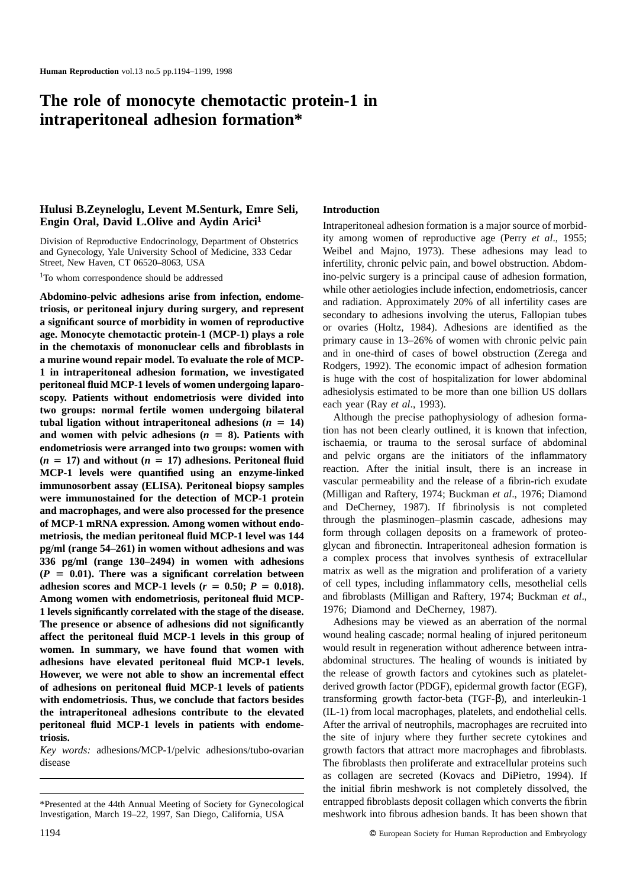# The role of monocyte chemotactic protein-1 in intraperitoneal adhesion formation*

**Hulusi B.Zeyneloglu, Levent M.Senturk, Emre Seli, Engin Oral, David L.Olive and Aydin Arici[1]**

Division of Reproductive Endocrinology, Department of Obstetrics and Gynecology, Yale University School of Medicine, 333 Cedar Street, New Haven, CT 06520–8063, USA

[1]To whom correspondence should be addressed

**Abdomino-pelvic adhesions arise from infection, endometriosis, or peritoneal injury during surgery, and represent a significant source of morbidity in women of reproductive age. Monocyte chemotactic protein-1 (MCP-1) plays a role in the chemotaxis of mononuclear cells and fibroblasts in a murine wound repair model. To evaluate the role of MCP-1 in intraperitoneal adhesion formation, we investigated peritoneal fluid MCP-1 levels of women undergoing laparoscopy. Patients without endometriosis were divided into two groups: normal fertile women undergoing bilateral tubal ligation without intraperitoneal adhesions ($n = 14$) and women with pelvic adhesions ($n = 8$). Patients with endometriosis were arranged into two groups: women with ($n = 17$) and without ($n = 17$) adhesions. Peritoneal fluid MCP-1 levels were quantified using an enzyme-linked immunosorbent assay (ELISA). Peritoneal biopsy samples were immunostained for the detection of MCP-1 protein and macrophages, and were also processed for the presence of MCP-1 mRNA expression. Among women without endometriosis, the median peritoneal fluid MCP-1 level was 144 pg/ml (range 54–261) in women without adhesions and was 336 pg/ml (range 130–2494) in women with adhesions ($P = 0.01$). There was a significant correlation between adhesion scores and MCP-1 levels ($r = 0.50$; $P = 0.018$). Among women with endometriosis, peritoneal fluid MCP-1 levels significantly correlated with the stage of the disease. The presence or absence of adhesions did not significantly affect the peritoneal fluid MCP-1 levels in this group of women. In summary, we have found that women with adhesions have elevated peritoneal fluid MCP-1 levels. However, we were not able to show an incremental effect of adhesions on peritoneal fluid MCP-1 levels of patients with endometriosis. Thus, we conclude that factors besides the intraperitoneal adhesions contribute to the elevated peritoneal fluid MCP-1 levels in patients with endometriosis.**

*Key words:* adhesions/MCP-1/pelvic adhesions/tubo-ovarian disease

*Presented at the 44th Annual Meeting of Society for Gynecological Investigation, March 19–22, 1997, San Diego, California, USA

## Introduction

Intraperitoneal adhesion formation is a major source of morbidity among women of reproductive age (Perry *et al*., 1955; Weibel and Majno, 1973). These adhesions may lead to infertility, chronic pelvic pain, and bowel obstruction. Abdomino-pelvic surgery is a principal cause of adhesion formation, while other aetiologies include infection, endometriosis, cancer and radiation. Approximately 20% of all infertility cases are secondary to adhesions involving the uterus, Fallopian tubes or ovaries (Holtz, 1984). Adhesions are identified as the primary cause in 13–26% of women with chronic pelvic pain and in one-third of cases of bowel obstruction (Zerega and Rodgers, 1992). The economic impact of adhesion formation is huge with the cost of hospitalization for lower abdominal adhesiolysis estimated to be more than one billion US dollars each year (Ray *et al*., 1993).

Although the precise pathophysiology of adhesion formation has not been clearly outlined, it is known that infection, ischaemia, or trauma to the serosal surface of abdominal and pelvic organs are the initiators of the inflammatory reaction. After the initial insult, there is an increase in vascular permeability and the release of a fibrin-rich exudate (Milligan and Raftery, 1974; Buckman *et al*., 1976; Diamond and DeCherney, 1987). If fibrinolysis is not completed through the plasminogen–plasmin cascade, adhesions may form through collagen deposits on a framework of proteoglycan and fibronectin. Intraperitoneal adhesion formation is a complex process that involves synthesis of extracellular matrix as well as the migration and proliferation of a variety of cell types, including inflammatory cells, mesothelial cells and fibroblasts (Milligan and Raftery, 1974; Buckman *et al*., 1976; Diamond and DeCherney, 1987).

Adhesions may be viewed as an aberration of the normal wound healing cascade; normal healing of injured peritoneum would result in regeneration without adherence between intra-abdominal structures. The healing of wounds is initiated by the release of growth factors and cytokines such as platelet-derived growth factor (PDGF), epidermal growth factor (EGF), transforming growth factor-beta (TGF-β), and interleukin-1 (IL-1) from local macrophages, platelets, and endothelial cells. After the arrival of neutrophils, macrophages are recruited into the site of injury where they further secrete cytokines and growth factors that attract more macrophages and fibroblasts. The fibroblasts then proliferate and extracellular proteins such as collagen are secreted (Kovacs and DiPietro, 1994). If the initial fibrin meshwork is not completely dissolved, the entrapped fibroblasts deposit collagen which converts the fibrin meshwork into fibrous adhesion bands. It has been shown that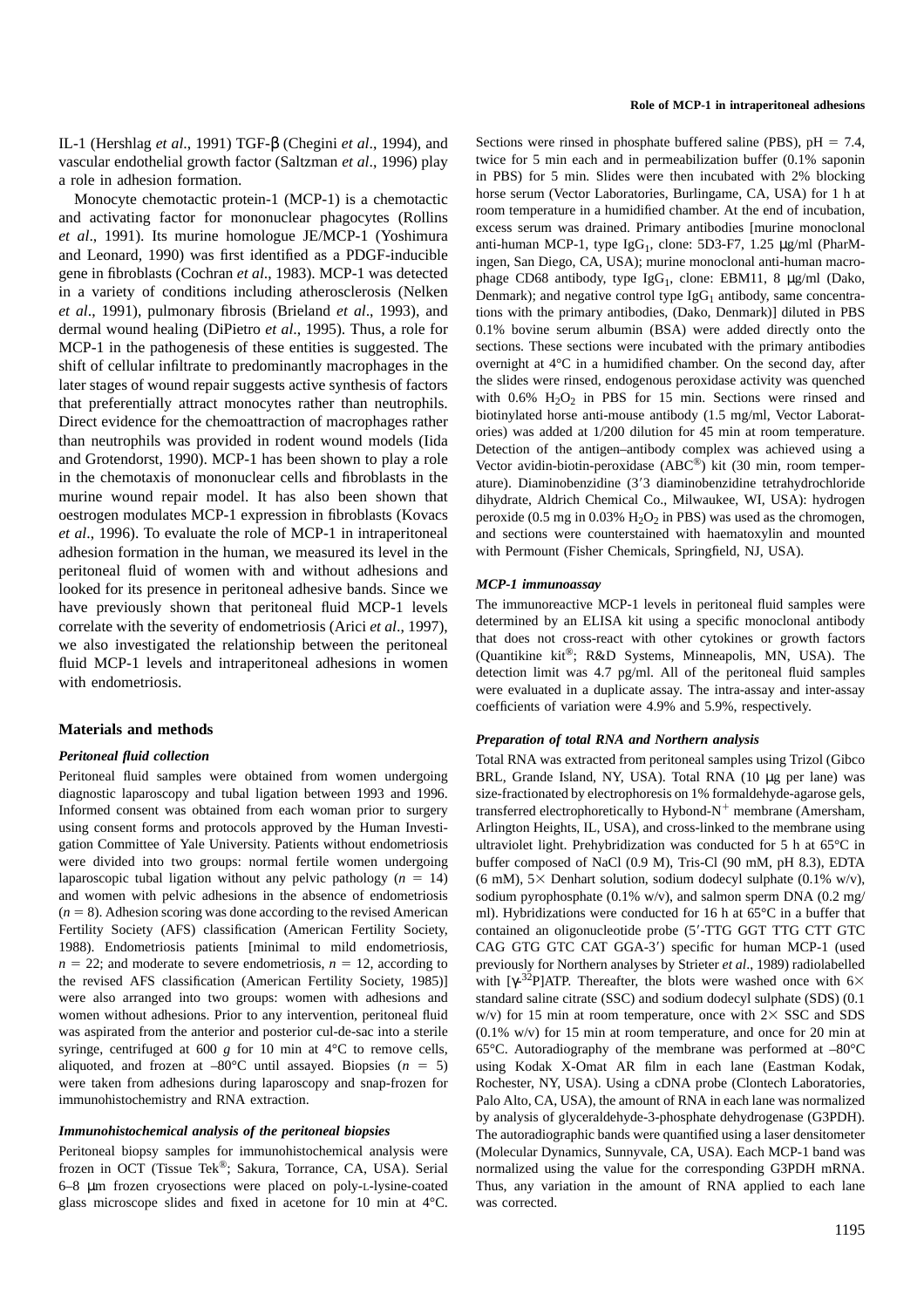IL-1 (Hershlag *et al*., 1991) TGF-β (Chegini *et al*., 1994), and vascular endothelial growth factor (Saltzman *et al*., 1996) play a role in adhesion formation.

Monocyte chemotactic protein-1 (MCP-1) is a chemotactic and activating factor for mononuclear phagocytes (Rollins *et al*., 1991). Its murine homologue JE/MCP-1 (Yoshimura and Leonard, 1990) was first identified as a PDGF-inducible gene in fibroblasts (Cochran *et al*., 1983). MCP-1 was detected in a variety of conditions including atherosclerosis (Nelken *et al*., 1991), pulmonary fibrosis (Brieland *et al*., 1993), and dermal wound healing (DiPietro *et al*., 1995). Thus, a role for MCP-1 in the pathogenesis of these entities is suggested. The shift of cellular infiltrate to predominantly macrophages in the later stages of wound repair suggests active synthesis of factors that preferentially attract monocytes rather than neutrophils. Direct evidence for the chemoattraction of macrophages rather than neutrophils was provided in rodent wound models (Iida and Grotendorst, 1990). MCP-1 has been shown to play a role in the chemotaxis of mononuclear cells and fibroblasts in the murine wound repair model. It has also been shown that oestrogen modulates MCP-1 expression in fibroblasts (Kovacs *et al*., 1996). To evaluate the role of MCP-1 in intraperitoneal adhesion formation in the human, we measured its level in the peritoneal fluid of women with and without adhesions and looked for its presence in peritoneal adhesive bands. Since we have previously shown that peritoneal fluid MCP-1 levels correlate with the severity of endometriosis (Arici *et al*., 1997), we also investigated the relationship between the peritoneal fluid MCP-1 levels and intraperitoneal adhesions in women with endometriosis.

## Materials and methods

### Peritoneal fluid collection

Peritoneal fluid samples were obtained from women undergoing diagnostic laparoscopy and tubal ligation between 1993 and 1996. Informed consent was obtained from each woman prior to surgery using consent forms and protocols approved by the Human Investigation Committee of Yale University. Patients without endometriosis were divided into two groups: normal fertile women undergoing laparoscopic tubal ligation without any pelvic pathology ($n = 14$) and women with pelvic adhesions in the absence of endometriosis ($n = 8$). Adhesion scoring was done according to the revised American Fertility Society (AFS) classification (American Fertility Society, 1988). Endometriosis patients [minimal to mild endometriosis, $n = 22$; and moderate to severe endometriosis, $n = 12$, according to the revised AFS classification (American Fertility Society, 1985)] were also arranged into two groups: women with adhesions and women without adhesions. Prior to any intervention, peritoneal fluid was aspirated from the anterior and posterior cul-de-sac into a sterile syringe, centrifuged at 600 *g* for 10 min at 4°C to remove cells, aliquoted, and frozen at –80°C until assayed. Biopsies ($n = 5$) were taken from adhesions during laparoscopy and snap-frozen for immunohistochemistry and RNA extraction.

### Immunohistochemical analysis of the peritoneal biopsies

Peritoneal biopsy samples for immunohistochemical analysis were frozen in OCT (Tissue Tek®; Sakura, Torrance, CA, USA). Serial 6–8 μm frozen cryosections were placed on poly-L-lysine-coated glass microscope slides and fixed in acetone for 10 min at 4°C. Sections were rinsed in phosphate buffered saline (PBS), pH = 7.4, twice for 5 min each and in permeabilization buffer (0.1% saponin in PBS) for 5 min. Slides were then incubated with 2% blocking horse serum (Vector Laboratories, Burlingame, CA, USA) for 1 h at room temperature in a humidified chamber. At the end of incubation, excess serum was drained. Primary antibodies [murine monoclonal anti-human MCP-1, type $IgG_1$, clone: 5D3-F7, 1.25 μg/ml (PharMingen, San Diego, CA, USA); murine monoclonal anti-human macrophage CD68 antibody, type $IgG_1$, clone: EBM11, 8 μg/ml (Dako, Denmark); and negative control type $IgG_1$ antibody, same concentrations with the primary antibodies, (Dako, Denmark)] diluted in PBS 0.1% bovine serum albumin (BSA) were added directly onto the sections. These sections were incubated with the primary antibodies overnight at 4°C in a humidified chamber. On the second day, after the slides were rinsed, endogenous peroxidase activity was quenched with 0.6% $H_2O_2$ in PBS for 15 min. Sections were rinsed and biotinylated horse anti-mouse antibody (1.5 mg/ml, Vector Laboratories) was added at 1/200 dilution for 45 min at room temperature. Detection of the antigen–antibody complex was achieved using a Vector avidin-biotin-peroxidase (ABC®) kit (30 min, room temperature). Diaminobenzidine (3′3 diaminobenzidine tetrahydrochloride dihydrate, Aldrich Chemical Co., Milwaukee, WI, USA): hydrogen peroxide (0.5 mg in 0.03% $H_2O_2$ in PBS) was used as the chromogen, and sections were counterstained with haematoxylin and mounted with Permount (Fisher Chemicals, Springfield, NJ, USA).

### MCP-1 immunoassay

The immunoreactive MCP-1 levels in peritoneal fluid samples were determined by an ELISA kit using a specific monoclonal antibody that does not cross-react with other cytokines or growth factors (Quantikine kit®; R&D Systems, Minneapolis, MN, USA). The detection limit was 4.7 pg/ml. All of the peritoneal fluid samples were evaluated in a duplicate assay. The intra-assay and inter-assay coefficients of variation were 4.9% and 5.9%, respectively.

### Preparation of total RNA and Northern analysis

Total RNA was extracted from peritoneal samples using Trizol (Gibco BRL, Grande Island, NY, USA). Total RNA (10 μg per lane) was size-fractionated by electrophoresis on 1% formaldehyde-agarose gels, transferred electrophoretically to Hybond-$N^+$ membrane (Amersham, Arlington Heights, IL, USA), and cross-linked to the membrane using ultraviolet light. Prehybridization was conducted for 5 h at 65°C in buffer composed of NaCl (0.9 M), Tris-Cl (90 mM, pH 8.3), EDTA (6 mM), 5× Denhart solution, sodium dodecyl sulphate (0.1% w/v), sodium pyrophosphate (0.1% w/v), and salmon sperm DNA (0.2 mg/ml). Hybridizations were conducted for 16 h at 65°C in a buffer that contained an oligonucleotide probe (5′-TTG GGT TTG CTT GTC CAG GTG GTC CAT GGA-3′) specific for human MCP-1 (used previously for Northern analyses by Strieter *et al*., 1989) radiolabelled with [$\gamma$-$^{32}$P]ATP. Thereafter, the blots were washed once with 6× standard saline citrate (SSC) and sodium dodecyl sulphate (SDS) (0.1 w/v) for 15 min at room temperature, once with 2× SSC and SDS (0.1% w/v) for 15 min at room temperature, and once for 20 min at 65°C. Autoradiography of the membrane was performed at –80°C using Kodak X-Omat AR film in each lane (Eastman Kodak, Rochester, NY, USA). Using a cDNA probe (Clontech Laboratories, Palo Alto, CA, USA), the amount of RNA in each lane was normalized by analysis of glyceraldehyde-3-phosphate dehydrogenase (G3PDH). The autoradiographic bands were quantified using a laser densitometer (Molecular Dynamics, Sunnyvale, CA, USA). Each MCP-1 band was normalized using the value for the corresponding G3PDH mRNA. Thus, any variation in the amount of RNA applied to each lane was corrected.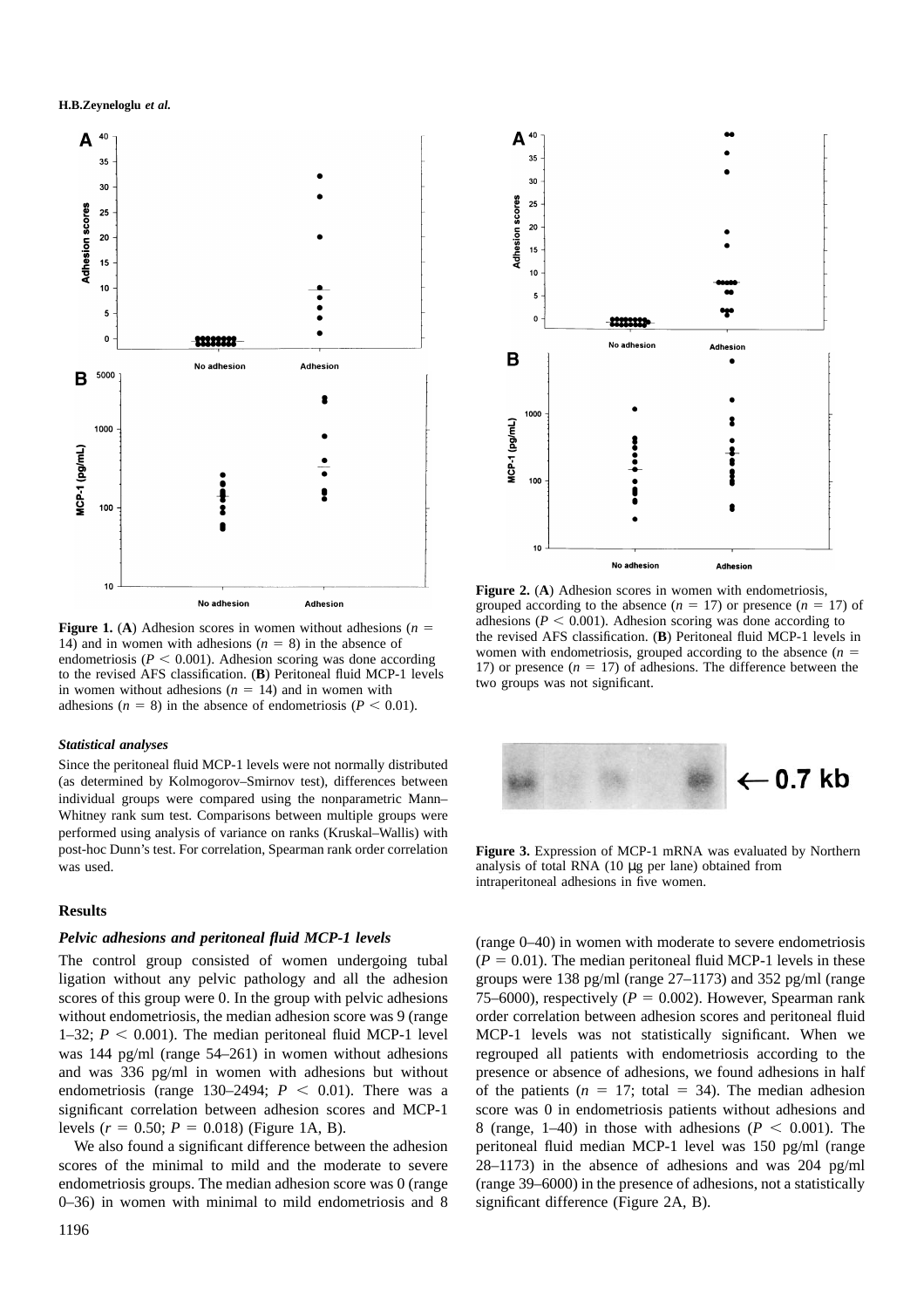**Figure 1.** (**A**) Adhesion scores in women without adhesions ($n$ = 14) and in women with adhesions ($n$ = 8) in the absence of endometriosis ($P < 0.001$). Adhesion scoring was done according to the revised AFS classification. (**B**) Peritoneal fluid MCP-1 levels in women without adhesions ($n$ = 14) and in women with adhesions ($n$ = 8) in the absence of endometriosis ($P < 0.01$).

**Figure 2.** (**A**) Adhesion scores in women with endometriosis, grouped according to the absence ($n$ = 17) or presence ($n$ = 17) of adhesions ($P < 0.001$). Adhesion scoring was done according to the revised AFS classification. (**B**) Peritoneal fluid MCP-1 levels in women with endometriosis, grouped according to the absence ($n$ = 17) or presence ($n$ = 17) of adhesions. The difference between the two groups was not significant.

**Figure 3.** Expression of MCP-1 mRNA was evaluated by Northern analysis of total RNA (10 μg per lane) obtained from intraperitoneal adhesions in five women.

### *Statistical analyses*

Since the peritoneal fluid MCP-1 levels were not normally distributed (as determined by Kolmogorov–Smirnov test), differences between individual groups were compared using the nonparametric Mann–Whitney rank sum test. Comparisons between multiple groups were performed using analysis of variance on ranks (Kruskal–Wallis) with post-hoc Dunn's test. For correlation, Spearman rank order correlation was used.

## Results

### *Pelvic adhesions and peritoneal fluid MCP-1 levels*

The control group consisted of women undergoing tubal ligation without any pelvic pathology and all the adhesion scores of this group were 0. In the group with pelvic adhesions without endometriosis, the median adhesion score was 9 (range 1–32; $P < 0.001$). The median peritoneal fluid MCP-1 level was 144 pg/ml (range 54–261) in women without adhesions and was 336 pg/ml in women with adhesions but without endometriosis (range 130–2494; $P < 0.01$). There was a significant correlation between adhesion scores and MCP-1 levels ($r = 0.50$; $P = 0.018$) (Figure 1A, B).

We also found a significant difference between the adhesion scores of the minimal to mild and the moderate to severe endometriosis groups. The median adhesion score was 0 (range 0–36) in women with minimal to mild endometriosis and 8 (range 0–40) in women with moderate to severe endometriosis ($P = 0.01$). The median peritoneal fluid MCP-1 levels in these groups were 138 pg/ml (range 27–1173) and 352 pg/ml (range 75–6000), respectively ($P = 0.002$). However, Spearman rank order correlation between adhesion scores and peritoneal fluid MCP-1 levels was not statistically significant. When we regrouped all patients with endometriosis according to the presence or absence of adhesions, we found adhesions in half of the patients ($n = 17$; total = 34). The median adhesion score was 0 in endometriosis patients without adhesions and 8 (range, 1–40) in those with adhesions ($P < 0.001$). The peritoneal fluid median MCP-1 level was 150 pg/ml (range 28–1173) in the absence of adhesions and was 204 pg/ml (range 39–6000) in the presence of adhesions, not a statistically significant difference (Figure 2A, B).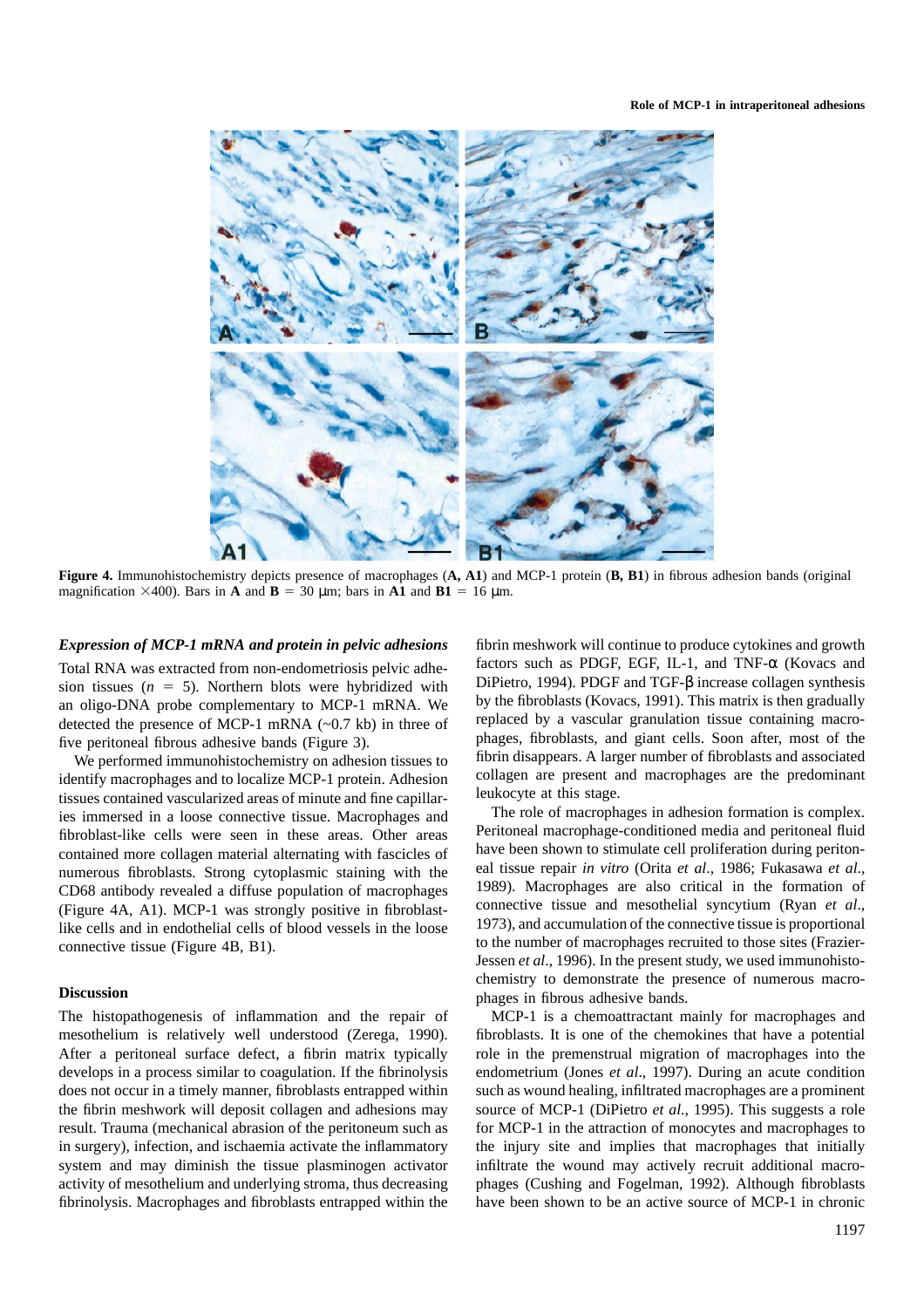**Figure 4.** Immunohistochemistry depicts presence of macrophages (**A, A1**) and MCP-1 protein (**B, B1**) in fibrous adhesion bands (original magnification ×400). Bars in **A** and **B** = 30 μm; bars in **A1** and **B1** = 16 μm.

### *Expression of MCP-1 mRNA and protein in pelvic adhesions*

Total RNA was extracted from non-endometriosis pelvic adhesion tissues ($n = 5$). Northern blots were hybridized with an oligo-DNA probe complementary to MCP-1 mRNA. We detected the presence of MCP-1 mRNA (~0.7 kb) in three of five peritoneal fibrous adhesive bands (Figure 3).

We performed immunohistochemistry on adhesion tissues to identify macrophages and to localize MCP-1 protein. Adhesion tissues contained vascularized areas of minute and fine capillaries immersed in a loose connective tissue. Macrophages and fibroblast-like cells were seen in these areas. Other areas contained more collagen material alternating with fascicles of numerous fibroblasts. Strong cytoplasmic staining with the CD68 antibody revealed a diffuse population of macrophages (Figure 4A, A1). MCP-1 was strongly positive in fibroblast-like cells and in endothelial cells of blood vessels in the loose connective tissue (Figure 4B, B1).

## Discussion

The histopathogenesis of inflammation and the repair of mesothelium is relatively well understood (Zerega, 1990). After a peritoneal surface defect, a fibrin matrix typically develops in a process similar to coagulation. If the fibrinolysis does not occur in a timely manner, fibroblasts entrapped within the fibrin meshwork will deposit collagen and adhesions may result. Trauma (mechanical abrasion of the peritoneum such as in surgery), infection, and ischaemia activate the inflammatory system and may diminish the tissue plasminogen activator activity of mesothelium and underlying stroma, thus decreasing fibrinolysis. Macrophages and fibroblasts entrapped within the fibrin meshwork will continue to produce cytokines and growth factors such as PDGF, EGF, IL-1, and TNF-α (Kovacs and DiPietro, 1994). PDGF and TGF-β increase collagen synthesis by the fibroblasts (Kovacs, 1991). This matrix is then gradually replaced by a vascular granulation tissue containing macrophages, fibroblasts, and giant cells. Soon after, most of the fibrin disappears. A larger number of fibroblasts and associated collagen are present and macrophages are the predominant leukocyte at this stage.

The role of macrophages in adhesion formation is complex. Peritoneal macrophage-conditioned media and peritoneal fluid have been shown to stimulate cell proliferation during peritoneal tissue repair *in vitro* (Orita *et al*., 1986; Fukasawa *et al*., 1989). Macrophages are also critical in the formation of connective tissue and mesothelial syncytium (Ryan *et al*., 1973), and accumulation of the connective tissue is proportional to the number of macrophages recruited to those sites (Frazier-Jessen *et al*., 1996). In the present study, we used immunohistochemistry to demonstrate the presence of numerous macrophages in fibrous adhesive bands.

MCP-1 is a chemoattractant mainly for macrophages and fibroblasts. It is one of the chemokines that have a potential role in the premenstrual migration of macrophages into the endometrium (Jones *et al*., 1997). During an acute condition such as wound healing, infiltrated macrophages are a prominent source of MCP-1 (DiPietro *et al*., 1995). This suggests a role for MCP-1 in the attraction of monocytes and macrophages to the injury site and implies that macrophages that initially infiltrate the wound may actively recruit additional macrophages (Cushing and Fogelman, 1992). Although fibroblasts have been shown to be an active source of MCP-1 in chronic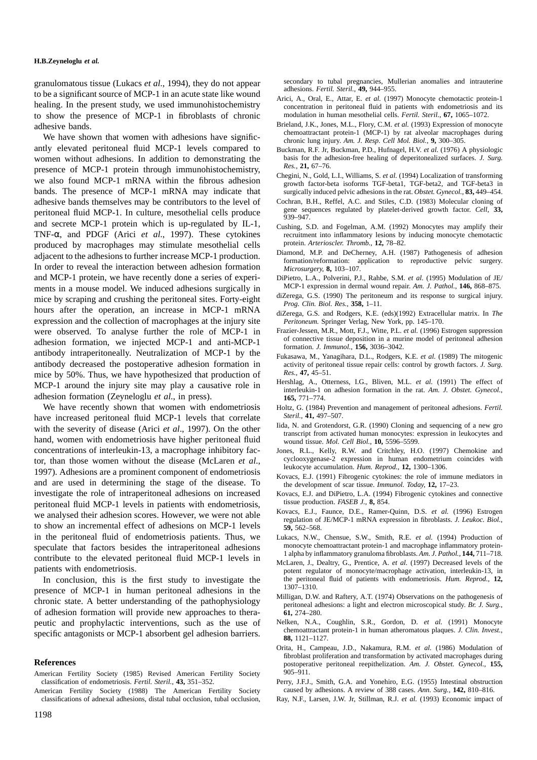granulomatous tissue (Lukacs *et al*., 1994), they do not appear to be a significant source of MCP-1 in an acute state like wound healing. In the present study, we used immunohistochemistry to show the presence of MCP-1 in fibroblasts of chronic adhesive bands.

We have shown that women with adhesions have significantly elevated peritoneal fluid MCP-1 levels compared to women without adhesions. In addition to demonstrating the presence of MCP-1 protein through immunohistochemistry, we also found MCP-1 mRNA within the fibrous adhesion bands. The presence of MCP-1 mRNA may indicate that adhesive bands themselves may be contributors to the level of peritoneal fluid MCP-1. In culture, mesothelial cells produce and secrete MCP-1 protein which is up-regulated by IL-1, TNF-α, and PDGF (Arici *et al*., 1997). These cytokines produced by macrophages may stimulate mesothelial cells adjacent to the adhesions to further increase MCP-1 production. In order to reveal the interaction between adhesion formation and MCP-1 protein, we have recently done a series of experiments in a mouse model. We induced adhesions surgically in mice by scraping and crushing the peritoneal sites. Forty-eight hours after the operation, an increase in MCP-1 mRNA expression and the collection of macrophages at the injury site were observed. To analyse further the role of MCP-1 in adhesion formation, we injected MCP-1 and anti-MCP-1 antibody intraperitoneally. Neutralization of MCP-1 by the antibody decreased the postoperative adhesion formation in mice by 50%. Thus, we have hypothesized that production of MCP-1 around the injury site may play a causative role in adhesion formation (Zeyneloglu *et al*., in press).

We have recently shown that women with endometriosis have increased peritoneal fluid MCP-1 levels that correlate with the severity of disease (Arici *et al*., 1997). On the other hand, women with endometriosis have higher peritoneal fluid concentrations of interleukin-13, a macrophage inhibitory factor, than those women without the disease (McLaren *et al*., 1997). Adhesions are a prominent component of endometriosis and are used in determining the stage of the disease. To investigate the role of intraperitoneal adhesions on increased peritoneal fluid MCP-1 levels in patients with endometriosis, we analysed their adhesion scores. However, we were not able to show an incremental effect of adhesions on MCP-1 levels in the peritoneal fluid of endometriosis patients. Thus, we speculate that factors besides the intraperitoneal adhesions contribute to the elevated peritoneal fluid MCP-1 levels in patients with endometriosis.

In conclusion, this is the first study to investigate the presence of MCP-1 in human peritoneal adhesions in the chronic state. A better understanding of the pathophysiology of adhesion formation will provide new approaches to therapeutic and prophylactic interventions, such as the use of specific antagonists or MCP-1 absorbent gel adhesion barriers.

## References

American Fertility Society (1985) Revised American Fertility Society classification of endometriosis. *Fertil. Steril.*, **43,** 351–352.

American Fertility Society (1988) The American Fertility Society classifications of adnexal adhesions, distal tubal occlusion, tubal occlusion, secondary to tubal pregnancies, Mullerian anomalies and intrauterine adhesions. *Fertil. Steril.*, **49,** 944–955.

Arici, A., Oral, E., Attar, E. *et al.* (1997) Monocyte chemotactic protein-1 concentration in peritoneal fluid in patients with endometriosis and its modulation in human mesothelial cells. *Fertil. Steril.*, **67,** 1065–1072.

Brieland, J.K., Jones, M.L., Flory, C.M. *et al.* (1993) Expression of monocyte chemoattractant protein-1 (MCP-1) by rat alveolar macrophages during chronic lung injury. *Am. J. Resp. Cell Mol. Biol.*, **9,** 300–305.

Buckman, R.F. Jr, Buckman, P.D., Hufnagel, H.V. *et al.* (1976) A physiologic basis for the adhesion-free healing of deperitonealized surfaces. *J. Surg. Res.*, **21,** 67–76.

Chegini, N., Gold, L.I., Williams, S. *et al.* (1994) Localization of transforming growth factor-beta isoforms TGF-beta1, TGF-beta2, and TGF-beta3 in surgically induced pelvic adhesions in the rat. *Obstet. Gynecol.*, **83,** 449–454.

Cochran, B.H., Reffel, A.C. and Stiles, C.D. (1983) Molecular cloning of gene sequences regulated by platelet-derived growth factor. *Cell*, **33,** 939–947.

Cushing, S.D. and Fogelman, A.M. (1992) Monocytes may amplify their recruitment into inflammatory lesions by inducing monocyte chemotactic protein. *Arterioscler. Thromb.*, **12,** 78–82.

Diamond, M.P. and DeCherney, A.H. (1987) Pathogenesis of adhesion formation/reformation: application to reproductive pelvic surgery. *Microsurgery*, **8,** 103–107.

DiPietro, L.A., Polverini, P.J., Rahbe, S.M. *et al.* (1995) Modulation of JE/MCP-1 expression in dermal wound repair. *Am. J. Pathol.*, **146,** 868–875.

diZerega, G.S. (1990) The peritoneum and its response to surgical injury. *Prog. Clin. Biol. Res.*, **358,** 1–11.

diZerega, G.S. and Rodgers, K.E. (eds)(1992) Extracellular matrix. In *The Peritoneum.* Springer Verlag, New York, pp. 145–170.

Frazier-Jessen, M.R., Mott, F.J., Witte, P.L. *et al.* (1996) Estrogen suppression of connective tissue deposition in a murine model of peritoneal adhesion formation. *J. Immunol.*, **156,** 3036–3042.

Fukasawa, M., Yanagihara, D.L., Rodgers, K.E. *et al.* (1989) The mitogenic activity of peritoneal tissue repair cells: control by growth factors. *J. Surg. Res.*, **47,** 45–51.

Hershlag, A., Otterness, I.G., Bliven, M.L. *et al.* (1991) The effect of interleukin-1 on adhesion formation in the rat. *Am. J. Obstet. Gynecol.*, **165,** 771–774.

Holtz, G. (1984) Prevention and management of peritoneal adhesions. *Fertil. Steril.*, **41,** 497–507.

Iida, N. and Grotendorst, G.R. (1990) Cloning and sequencing of a new gro transcript from activated human monocytes: expression in leukocytes and wound tissue. *Mol. Cell Biol.*, **10,** 5596–5599.

Jones, R.L., Kelly, R.W. and Critchley, H.O. (1997) Chemokine and cyclooxygenase-2 expression in human endometrium coincides with leukocyte accumulation. *Hum. Reprod.*, **12,** 1300–1306.

Kovacs, E.J. (1991) Fibrogenic cytokines: the role of immune mediators in the development of scar tissue. *Immunol. Today*, **12,** 17–23.

Kovacs, E.J. and DiPietro, L.A. (1994) Fibrogenic cytokines and connective tissue production. *FASEB J.*, **8,** 854.

Kovacs, E.J., Faunce, D.E., Ramer-Quinn, D.S. *et al.* (1996) Estrogen regulation of JE/MCP-1 mRNA expression in fibroblasts. *J. Leukoc. Biol.*, **59,** 562–568.

Lukacs, N.W., Chensue, S.W., Smith, R.E. *et al.* (1994) Production of monocyte chemoattractant protein-1 and macrophage inflammatory protein-1 alpha by inflammatory granuloma fibroblasts. *Am. J. Pathol.*, **144,** 711–718.

McLaren, J., Dealtry, G., Prentice, A. *et al.* (1997) Decreased levels of the potent regulator of monocyte/macrophage activation, interleukin-13, in the peritoneal fluid of patients with endometriosis. *Hum. Reprod.*, **12,** 1307–1310.

Milligan, D.W. and Raftery, A.T. (1974) Observations on the pathogenesis of peritoneal adhesions: a light and electron microscopical study. *Br. J. Surg.*, **61,** 274–280.

Nelken, N.A., Coughlin, S.R., Gordon, D. *et al.* (1991) Monocyte chemoattractant protein-1 in human atheromatous plaques. *J. Clin. Invest.*, **88,** 1121–1127.

Orita, H., Campeau, J.D., Nakamura, R.M. *et al.* (1986) Modulation of fibroblast proliferation and transformation by activated macrophages during postoperative peritoneal reepithelization. *Am. J. Obstet. Gynecol.*, **155,** 905–911.

Perry, J.F.J., Smith, G.A. and Yonehiro, E.G. (1955) Intestinal obstruction caused by adhesions. A review of 388 cases. *Ann. Surg.*, **142,** 810–816.

Ray, N.F., Larsen, J.W. Jr, Stillman, R.J. *et al.* (1993) Economic impact of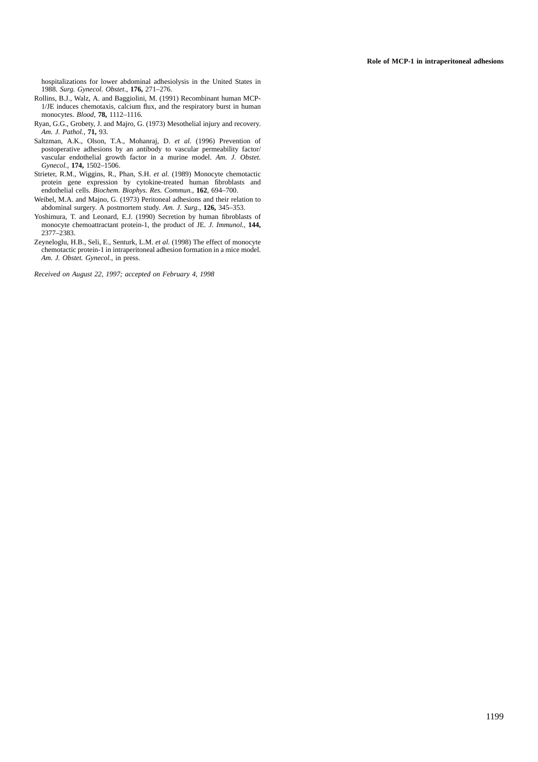hospitalizations for lower abdominal adhesiolysis in the United States in 1988. *Surg. Gynecol. Obstet.*, **176,** 271–276.

Rollins, B.J., Walz, A. and Baggiolini, M. (1991) Recombinant human MCP-1/JE induces chemotaxis, calcium flux, and the respiratory burst in human monocytes. *Blood*, **78,** 1112–1116.

Ryan, G.G., Grobety, J. and Majro, G. (1973) Mesothelial injury and recovery. *Am. J. Pathol.*, **71,** 93.

Saltzman, A.K., Olson, T.A., Mohanraj, D. *et al.* (1996) Prevention of postoperative adhesions by an antibody to vascular permeability factor/vascular endothelial growth factor in a murine model. *Am. J. Obstet. Gynecol.*, **174,** 1502–1506.

Strieter, R.M., Wiggins, R., Phan, S.H. *et al.* (1989) Monocyte chemotactic protein gene expression by cytokine-treated human fibroblasts and endothelial cells. *Biochem. Biophys. Res. Commun.*, **162**, 694–700.

Weibel, M.A. and Majno, G. (1973) Peritoneal adhesions and their relation to abdominal surgery. A postmortem study. *Am. J. Surg.*, **126,** 345–353.

Yoshimura, T. and Leonard, E.J. (1990) Secretion by human fibroblasts of monocyte chemoattractant protein-1, the product of JE. *J. Immunol.*, **144,** 2377–2383.

Zeyneloglu, H.B., Seli, E., Senturk, L.M. *et al.* (1998) The effect of monocyte chemotactic protein-1 in intraperitoneal adhesion formation in a mice model. *Am. J. Obstet. Gynecol.*, in press.

*Received on August 22, 1997; accepted on February 4, 1998*